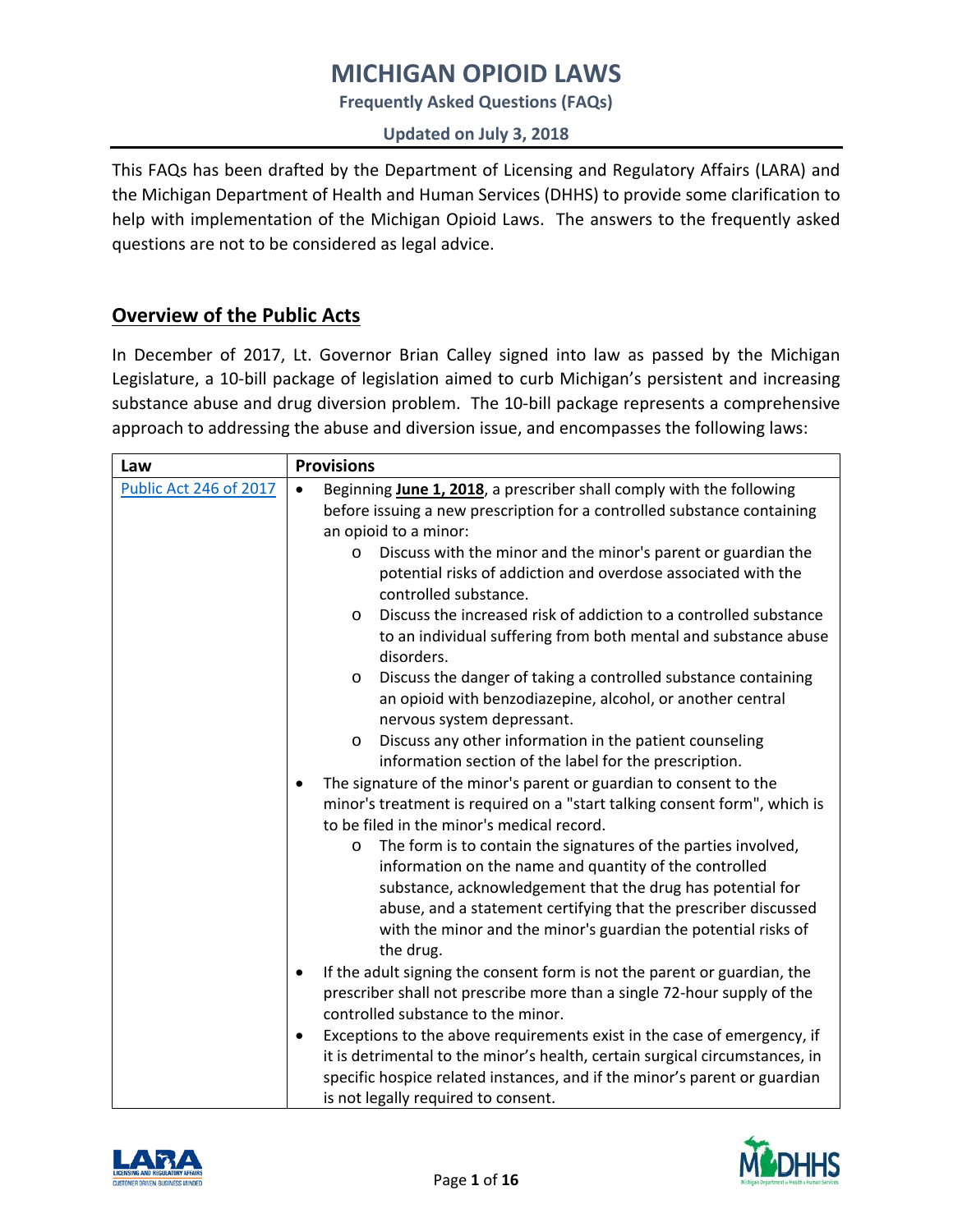# MICHIGAN OPIOID LAWS

**Frequently Asked Questions (FAQs)**

**Updated on July 3, 2018**

This FAQs has been drafted by the Department of Licensing and Regulatory Affairs (LARA) and the Michigan Department of Health and Human Services (DHHS) to provide some clarification to help with implementation of the Michigan Opioid Laws. The answers to the frequently asked questions are not to be considered as legal advice.

## Overview of the Public Acts

In December of 2017, Lt. Governor Brian Calley signed into law as passed by the Michigan Legislature, a 10-bill package of legislation aimed to curb Michigan's persistent and increasing substance abuse and drug diversion problem. The 10-bill package represents a comprehensive approach to addressing the abuse and diversion issue, and encompasses the following laws:

| Law | Provisions |
|---|---|
| Public Act 246 of 2017 | • Beginning **June 1, 2018**, a prescriber shall comply with the following before issuing a new prescription for a controlled substance containing an opioid to a minor:<br>o Discuss with the minor and the minor's parent or guardian the potential risks of addiction and overdose associated with the controlled substance.<br>o Discuss the increased risk of addiction to a controlled substance to an individual suffering from both mental and substance abuse disorders.<br>o Discuss the danger of taking a controlled substance containing an opioid with benzodiazepine, alcohol, or another central nervous system depressant.<br>o Discuss any other information in the patient counseling information section of the label for the prescription.<br>• The signature of the minor's parent or guardian to consent to the minor's treatment is required on a "start talking consent form", which is to be filed in the minor's medical record.<br>o The form is to contain the signatures of the parties involved, information on the name and quantity of the controlled substance, acknowledgement that the drug has potential for abuse, and a statement certifying that the prescriber discussed with the minor and the minor's guardian the potential risks of the drug.<br>• If the adult signing the consent form is not the parent or guardian, the prescriber shall not prescribe more than a single 72-hour supply of the controlled substance to the minor.<br>• Exceptions to the above requirements exist in the case of emergency, if it is detrimental to the minor's health, certain surgical circumstances, in specific hospice related instances, and if the minor's parent or guardian is not legally required to consent. |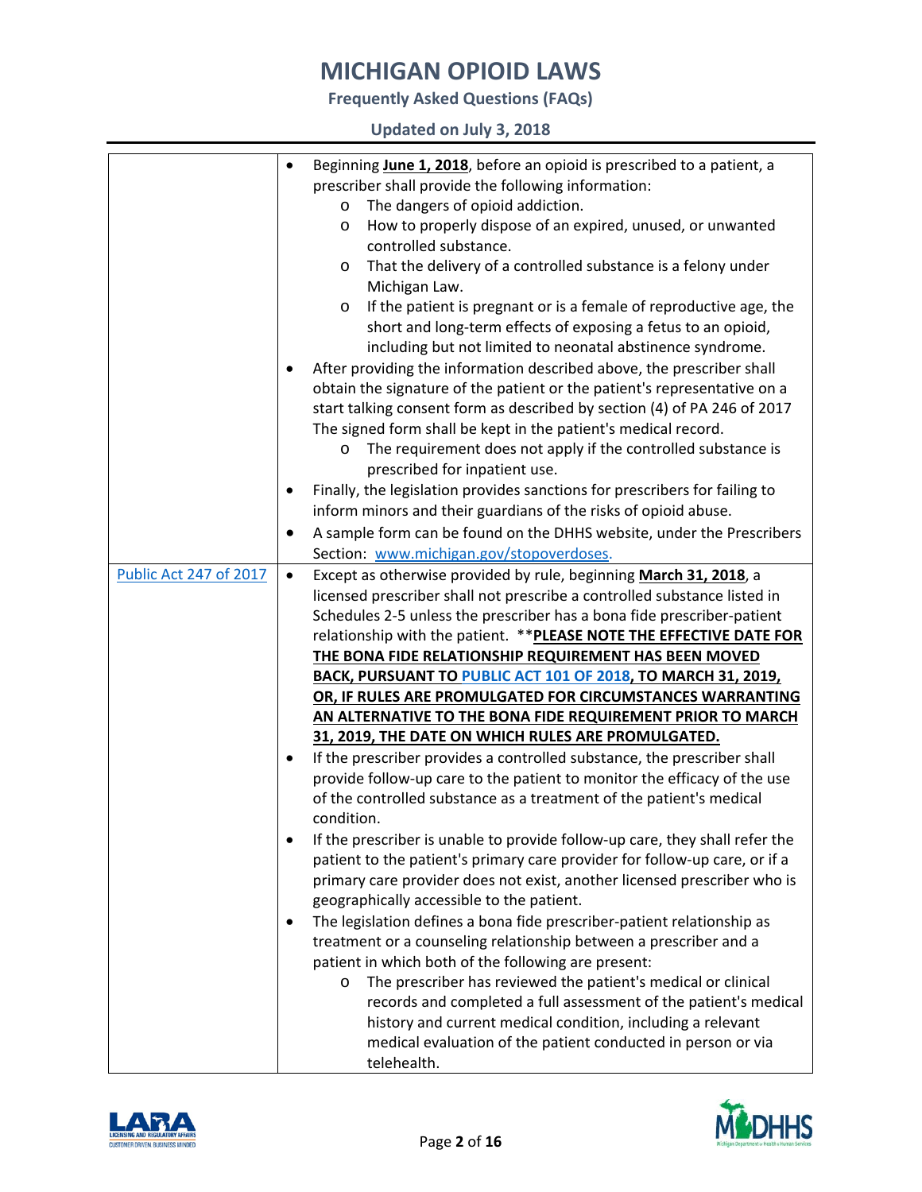| | |
|---|---|
| | • Beginning **June 1, 2018**, before an opioid is prescribed to a patient, a prescriber shall provide the following information:<br>  ○ The dangers of opioid addiction.<br>  ○ How to properly dispose of an expired, unused, or unwanted controlled substance.<br>  ○ That the delivery of a controlled substance is a felony under Michigan Law.<br>  ○ If the patient is pregnant or is a female of reproductive age, the short and long-term effects of exposing a fetus to an opioid, including but not limited to neonatal abstinence syndrome.<br>• After providing the information described above, the prescriber shall obtain the signature of the patient or the patient's representative on a start talking consent form as described by section (4) of PA 246 of 2017 The signed form shall be kept in the patient's medical record.<br>  ○ The requirement does not apply if the controlled substance is prescribed for inpatient use.<br>• Finally, the legislation provides sanctions for prescribers for failing to inform minors and their guardians of the risks of opioid abuse.<br>• A sample form can be found on the DHHS website, under the Prescribers Section: www.michigan.gov/stopoverdoses. |
| Public Act 247 of 2017 | • Except as otherwise provided by rule, beginning **March 31, 2018**, a licensed prescriber shall not prescribe a controlled substance listed in Schedules 2-5 unless the prescriber has a bona fide prescriber-patient relationship with the patient. ****PLEASE NOTE THE EFFECTIVE DATE FOR THE BONA FIDE RELATIONSHIP REQUIREMENT HAS BEEN MOVED BACK, PURSUANT TO PUBLIC ACT 101 OF 2018, TO MARCH 31, 2019, OR, IF RULES ARE PROMULGATED FOR CIRCUMSTANCES WARRANTING AN ALTERNATIVE TO THE BONA FIDE REQUIREMENT PRIOR TO MARCH 31, 2019, THE DATE ON WHICH RULES ARE PROMULGATED.**<br>• If the prescriber provides a controlled substance, the prescriber shall provide follow-up care to the patient to monitor the efficacy of the use of the controlled substance as a treatment of the patient's medical condition.<br>• If the prescriber is unable to provide follow-up care, they shall refer the patient to the patient's primary care provider for follow-up care, or if a primary care provider does not exist, another licensed prescriber who is geographically accessible to the patient.<br>• The legislation defines a bona fide prescriber-patient relationship as treatment or a counseling relationship between a prescriber and a patient in which both of the following are present:<br>  ○ The prescriber has reviewed the patient's medical or clinical records and completed a full assessment of the patient's medical history and current medical condition, including a relevant medical evaluation of the patient conducted in person or via telehealth. |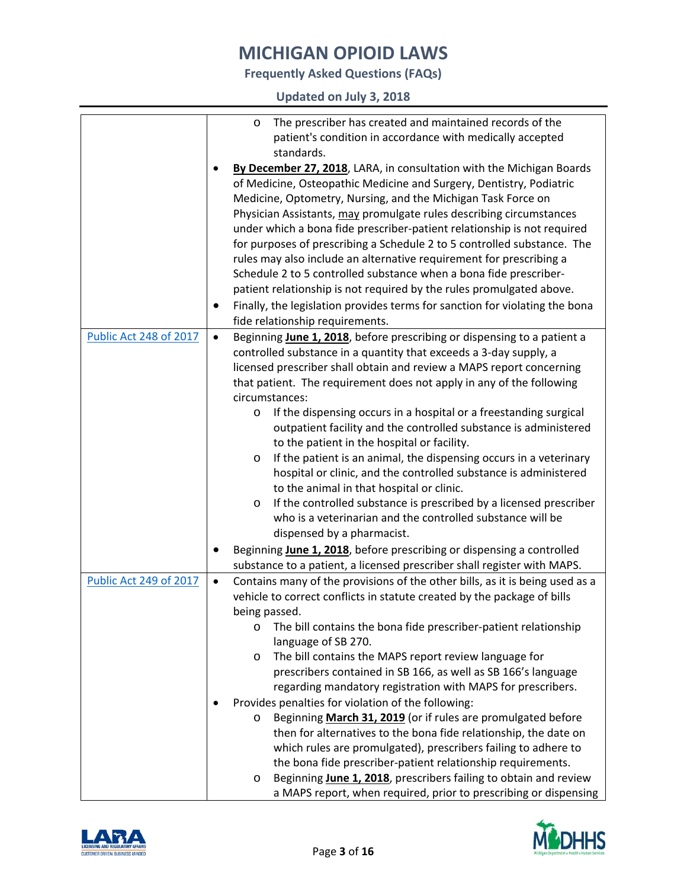| | |
|---|---|
| | o The prescriber has created and maintained records of the patient's condition in accordance with medically accepted standards.<br>• **By December 27, 2018**, LARA, in consultation with the Michigan Boards of Medicine, Osteopathic Medicine and Surgery, Dentistry, Podiatric Medicine, Optometry, Nursing, and the Michigan Task Force on Physician Assistants, may promulgate rules describing circumstances under which a bona fide prescriber-patient relationship is not required for purposes of prescribing a Schedule 2 to 5 controlled substance. The rules may also include an alternative requirement for prescribing a Schedule 2 to 5 controlled substance when a bona fide prescriber-patient relationship is not required by the rules promulgated above.<br>• Finally, the legislation provides terms for sanction for violating the bona fide relationship requirements. |
| Public Act 248 of 2017 | • Beginning **June 1, 2018**, before prescribing or dispensing to a patient a controlled substance in a quantity that exceeds a 3-day supply, a licensed prescriber shall obtain and review a MAPS report concerning that patient. The requirement does not apply in any of the following circumstances:<br>o If the dispensing occurs in a hospital or a freestanding surgical outpatient facility and the controlled substance is administered to the patient in the hospital or facility.<br>o If the patient is an animal, the dispensing occurs in a veterinary hospital or clinic, and the controlled substance is administered to the animal in that hospital or clinic.<br>o If the controlled substance is prescribed by a licensed prescriber who is a veterinarian and the controlled substance will be dispensed by a pharmacist.<br>• Beginning **June 1, 2018**, before prescribing or dispensing a controlled substance to a patient, a licensed prescriber shall register with MAPS. |
| Public Act 249 of 2017 | • Contains many of the provisions of the other bills, as it is being used as a vehicle to correct conflicts in statute created by the package of bills being passed.<br>o The bill contains the bona fide prescriber-patient relationship language of SB 270.<br>o The bill contains the MAPS report review language for prescribers contained in SB 166, as well as SB 166's language regarding mandatory registration with MAPS for prescribers.<br>• Provides penalties for violation of the following:<br>o Beginning **March 31, 2019** (or if rules are promulgated before then for alternatives to the bona fide relationship, the date on which rules are promulgated), prescribers failing to adhere to the bona fide prescriber-patient relationship requirements.<br>o Beginning **June 1, 2018**, prescribers failing to obtain and review a MAPS report, when required, prior to prescribing or dispensing |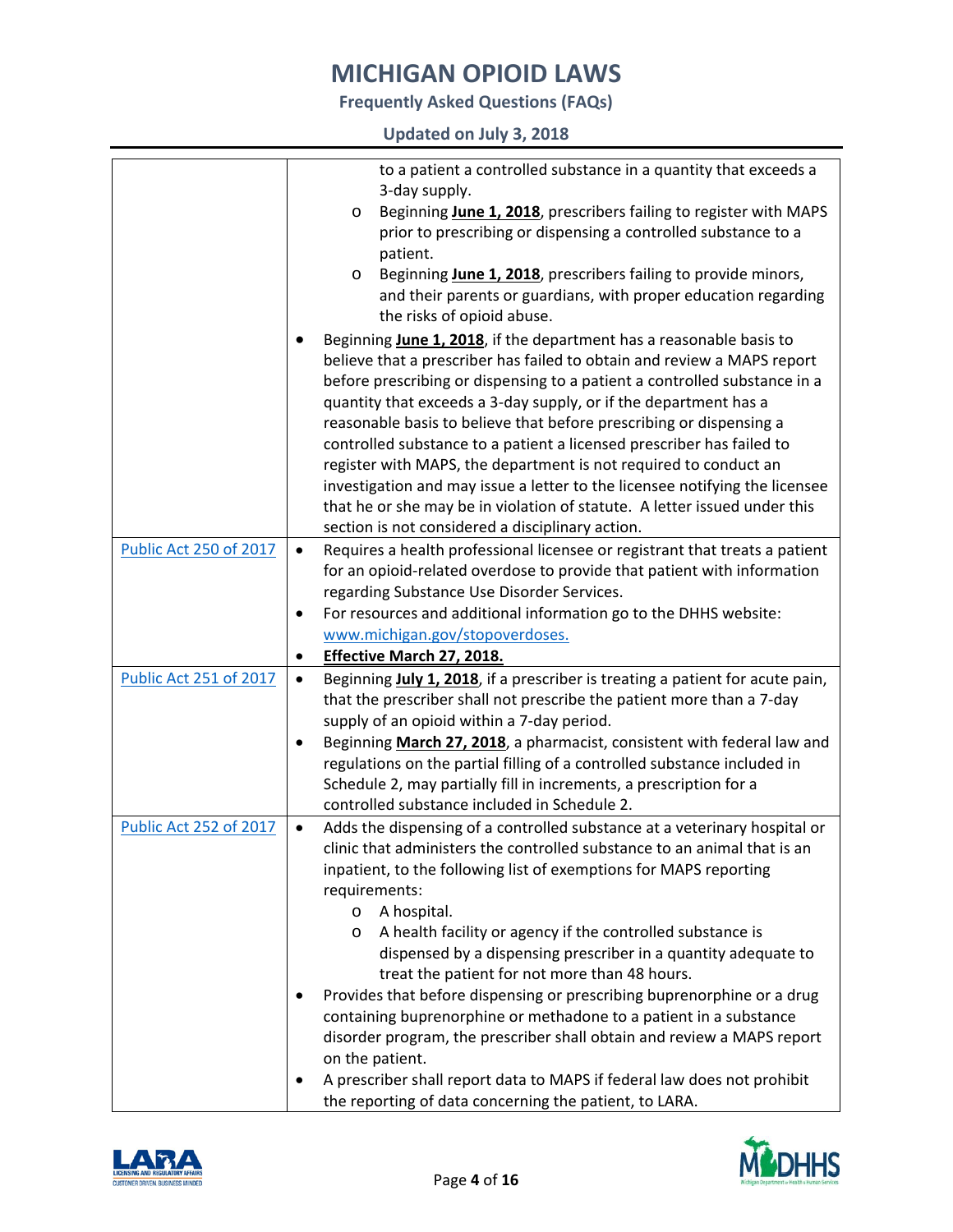| | |
|---|---|
| | to a patient a controlled substance in a quantity that exceeds a 3-day supply.<br>o Beginning **June 1, 2018**, prescribers failing to register with MAPS prior to prescribing or dispensing a controlled substance to a patient.<br>o Beginning **June 1, 2018**, prescribers failing to provide minors, and their parents or guardians, with proper education regarding the risks of opioid abuse.<br>• Beginning **June 1, 2018**, if the department has a reasonable basis to believe that a prescriber has failed to obtain and review a MAPS report before prescribing or dispensing to a patient a controlled substance in a quantity that exceeds a 3-day supply, or if the department has a reasonable basis to believe that before prescribing or dispensing a controlled substance to a patient a licensed prescriber has failed to register with MAPS, the department is not required to conduct an investigation and may issue a letter to the licensee notifying the licensee that he or she may be in violation of statute. A letter issued under this section is not considered a disciplinary action. |
| Public Act 250 of 2017 | • Requires a health professional licensee or registrant that treats a patient for an opioid-related overdose to provide that patient with information regarding Substance Use Disorder Services.<br>• For resources and additional information go to the DHHS website: www.michigan.gov/stopoverdoses.<br>• **Effective March 27, 2018.** |
| Public Act 251 of 2017 | • Beginning **July 1, 2018**, if a prescriber is treating a patient for acute pain, that the prescriber shall not prescribe the patient more than a 7-day supply of an opioid within a 7-day period.<br>• Beginning **March 27, 2018**, a pharmacist, consistent with federal law and regulations on the partial filling of a controlled substance included in Schedule 2, may partially fill in increments, a prescription for a controlled substance included in Schedule 2. |
| Public Act 252 of 2017 | • Adds the dispensing of a controlled substance at a veterinary hospital or clinic that administers the controlled substance to an animal that is an inpatient, to the following list of exemptions for MAPS reporting requirements:<br>o A hospital.<br>o A health facility or agency if the controlled substance is dispensed by a dispensing prescriber in a quantity adequate to treat the patient for not more than 48 hours.<br>• Provides that before dispensing or prescribing buprenorphine or a drug containing buprenorphine or methadone to a patient in a substance disorder program, the prescriber shall obtain and review a MAPS report on the patient.<br>• A prescriber shall report data to MAPS if federal law does not prohibit the reporting of data concerning the patient, to LARA. |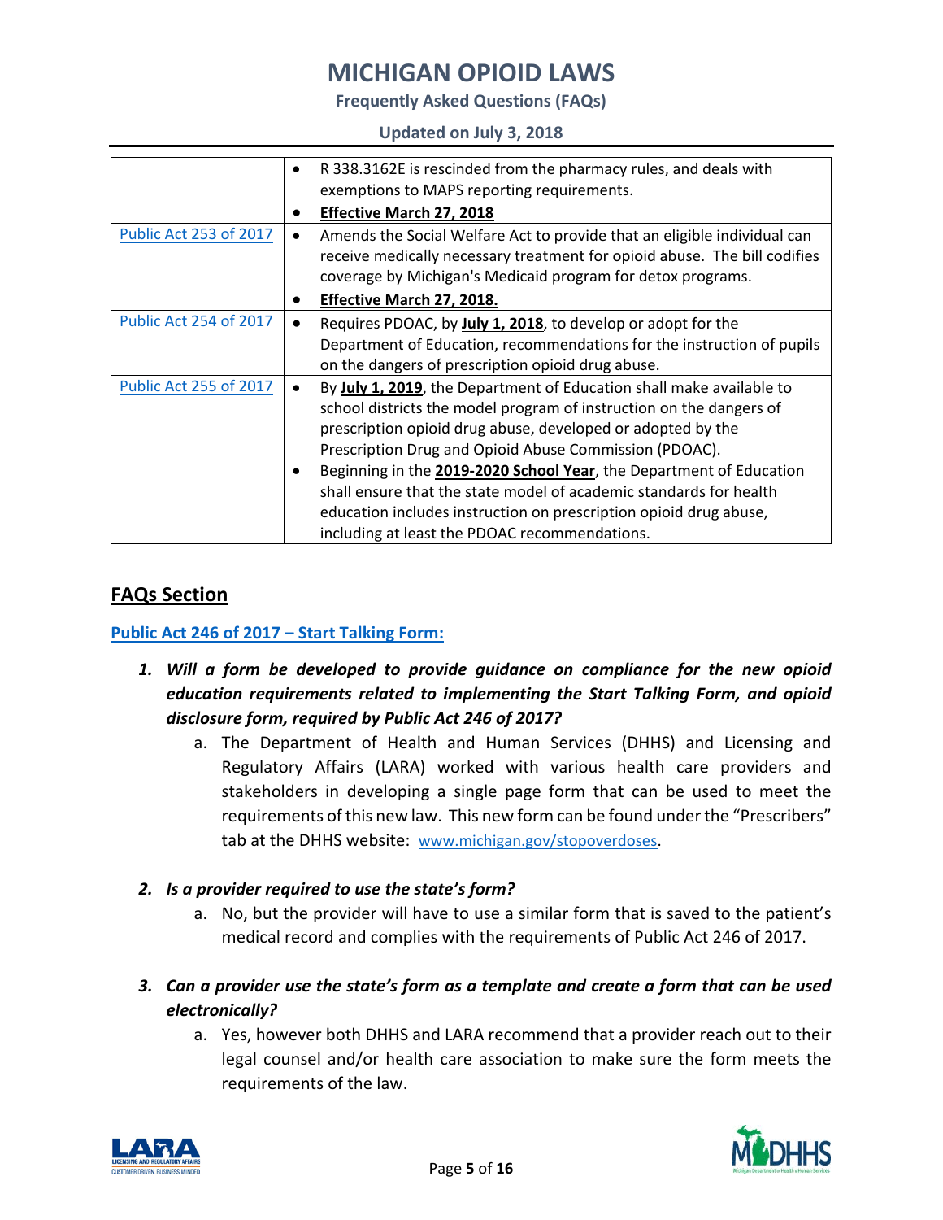| | |
|---|---|
| | • R 338.3162E is rescinded from the pharmacy rules, and deals with exemptions to MAPS reporting requirements.<br>• **Effective March 27, 2018** |
| Public Act 253 of 2017 | • Amends the Social Welfare Act to provide that an eligible individual can receive medically necessary treatment for opioid abuse. The bill codifies coverage by Michigan's Medicaid program for detox programs.<br>• **Effective March 27, 2018.** |
| Public Act 254 of 2017 | • Requires PDOAC, by **July 1, 2018**, to develop or adopt for the Department of Education, recommendations for the instruction of pupils on the dangers of prescription opioid drug abuse. |
| Public Act 255 of 2017 | • By **July 1, 2019**, the Department of Education shall make available to school districts the model program of instruction on the dangers of prescription opioid drug abuse, developed or adopted by the Prescription Drug and Opioid Abuse Commission (PDOAC).<br>• Beginning in the **2019-2020 School Year**, the Department of Education shall ensure that the state model of academic standards for health education includes instruction on prescription opioid drug abuse, including at least the PDOAC recommendations. |

## FAQs Section

### Public Act 246 of 2017 – Start Talking Form:

1. ***Will a form be developed to provide guidance on compliance for the new opioid education requirements related to implementing the Start Talking Form, and opioid disclosure form, required by Public Act 246 of 2017?***
   a. The Department of Health and Human Services (DHHS) and Licensing and Regulatory Affairs (LARA) worked with various health care providers and stakeholders in developing a single page form that can be used to meet the requirements of this new law. This new form can be found under the "Prescribers" tab at the DHHS website: www.michigan.gov/stopoverdoses.

2. ***Is a provider required to use the state's form?***
   a. No, but the provider will have to use a similar form that is saved to the patient's medical record and complies with the requirements of Public Act 246 of 2017.

3. ***Can a provider use the state's form as a template and create a form that can be used electronically?***
   a. Yes, however both DHHS and LARA recommend that a provider reach out to their legal counsel and/or health care association to make sure the form meets the requirements of the law.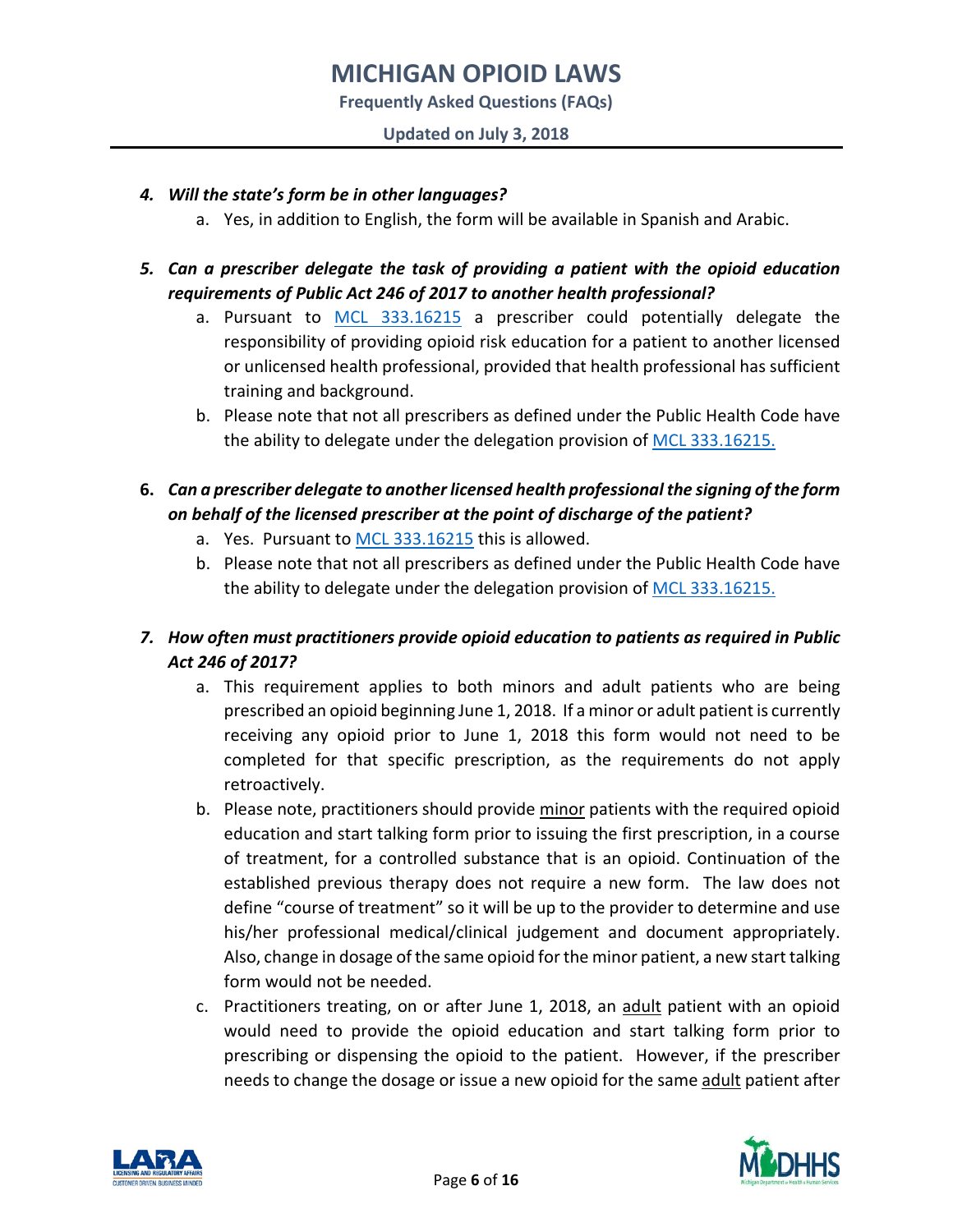4. ***Will the state's form be in other languages?***
    a. Yes, in addition to English, the form will be available in Spanish and Arabic.

5. ***Can a prescriber delegate the task of providing a patient with the opioid education requirements of Public Act 246 of 2017 to another health professional?***
    a. Pursuant to MCL 333.16215 a prescriber could potentially delegate the responsibility of providing opioid risk education for a patient to another licensed or unlicensed health professional, provided that health professional has sufficient training and background.
    b. Please note that not all prescribers as defined under the Public Health Code have the ability to delegate under the delegation provision of MCL 333.16215.

6. ***Can a prescriber delegate to another licensed health professional the signing of the form on behalf of the licensed prescriber at the point of discharge of the patient?***
    a. Yes. Pursuant to MCL 333.16215 this is allowed.
    b. Please note that not all prescribers as defined under the Public Health Code have the ability to delegate under the delegation provision of MCL 333.16215.

7. ***How often must practitioners provide opioid education to patients as required in Public Act 246 of 2017?***
    a. This requirement applies to both minors and adult patients who are being prescribed an opioid beginning June 1, 2018. If a minor or adult patient is currently receiving any opioid prior to June 1, 2018 this form would not need to be completed for that specific prescription, as the requirements do not apply retroactively.
    b. Please note, practitioners should provide minor patients with the required opioid education and start talking form prior to issuing the first prescription, in a course of treatment, for a controlled substance that is an opioid. Continuation of the established previous therapy does not require a new form. The law does not define "course of treatment" so it will be up to the provider to determine and use his/her professional medical/clinical judgement and document appropriately. Also, change in dosage of the same opioid for the minor patient, a new start talking form would not be needed.
    c. Practitioners treating, on or after June 1, 2018, an adult patient with an opioid would need to provide the opioid education and start talking form prior to prescribing or dispensing the opioid to the patient. However, if the prescriber needs to change the dosage or issue a new opioid for the same adult patient after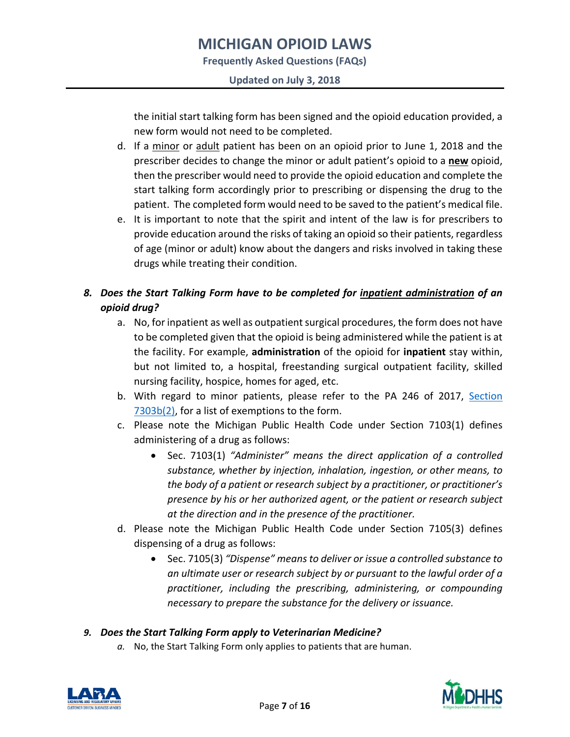the initial start talking form has been signed and the opioid education provided, a new form would not need to be completed.

d. If a <u>minor</u> or <u>adult</u> patient has been on an opioid prior to June 1, 2018 and the prescriber decides to change the minor or adult patient's opioid to a **<u>new</u>** opioid, then the prescriber would need to provide the opioid education and complete the start talking form accordingly prior to prescribing or dispensing the drug to the patient. The completed form would need to be saved to the patient's medical file.

e. It is important to note that the spirit and intent of the law is for prescribers to provide education around the risks of taking an opioid so their patients, regardless of age (minor or adult) know about the dangers and risks involved in taking these drugs while treating their condition.

8. ***Does the Start Talking Form have to be completed for <u>inpatient administration</u> of an opioid drug?***

   a. No, for inpatient as well as outpatient surgical procedures, the form does not have to be completed given that the opioid is being administered while the patient is at the facility. For example, **administration** of the opioid for **inpatient** stay within, but not limited to, a hospital, freestanding surgical outpatient facility, skilled nursing facility, hospice, homes for aged, etc.

   b. With regard to minor patients, please refer to the PA 246 of 2017, [Section 7303b(2)](#), for a list of exemptions to the form.

   c. Please note the Michigan Public Health Code under Section 7103(1) defines administering of a drug as follows:

      - Sec. 7103(1) *"Administer" means the direct application of a controlled substance, whether by injection, inhalation, ingestion, or other means, to the body of a patient or research subject by a practitioner, or practitioner's presence by his or her authorized agent, or the patient or research subject at the direction and in the presence of the practitioner.*

   d. Please note the Michigan Public Health Code under Section 7105(3) defines dispensing of a drug as follows:

      - Sec. 7105(3) *"Dispense" means to deliver or issue a controlled substance to an ultimate user or research subject by or pursuant to the lawful order of a practitioner, including the prescribing, administering, or compounding necessary to prepare the substance for the delivery or issuance.*

9. ***Does the Start Talking Form apply to Veterinarian Medicine?***

   *a.* No, the Start Talking Form only applies to patients that are human.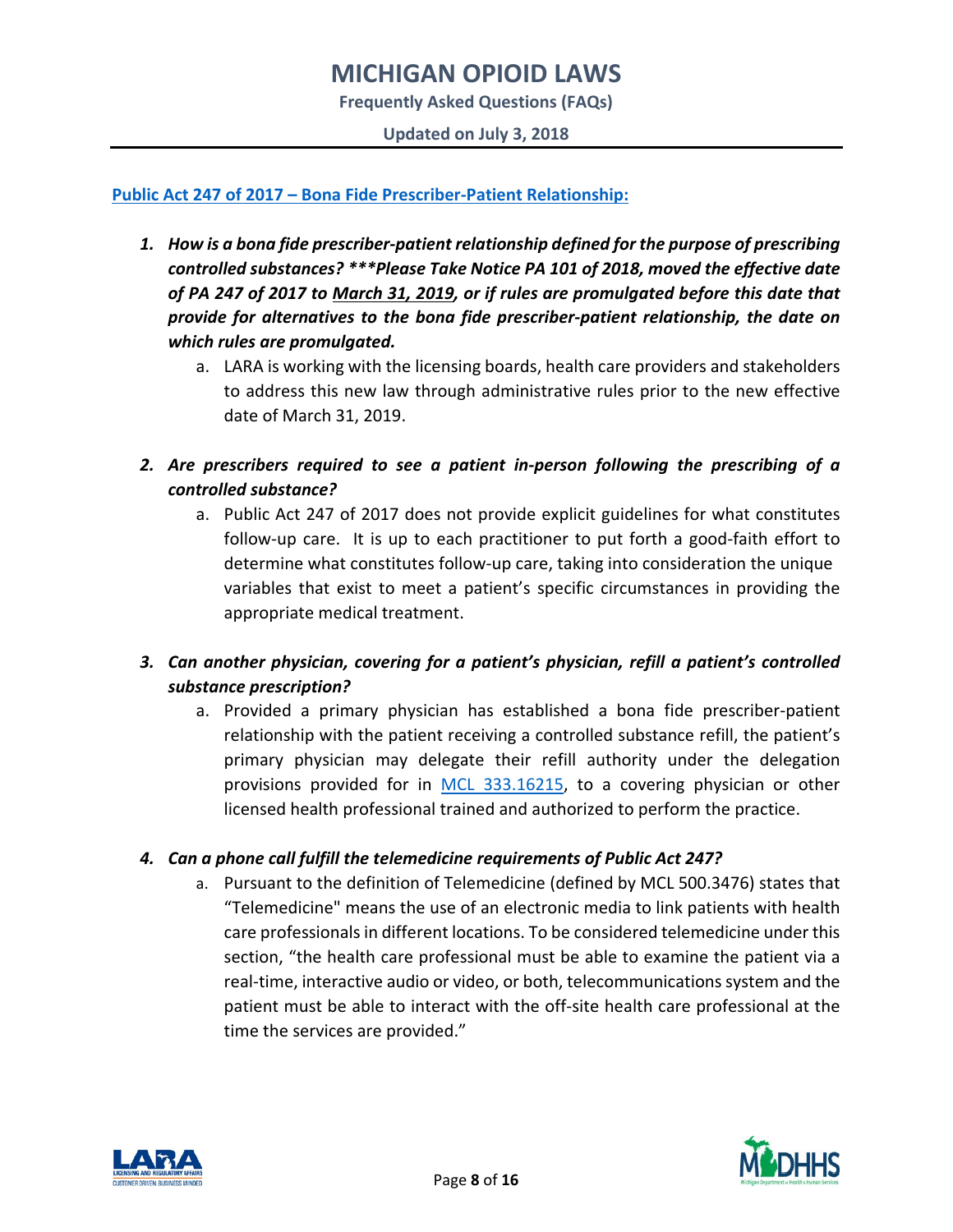**Public Act 247 of 2017 – Bona Fide Prescriber-Patient Relationship:**

1. ***How is a bona fide prescriber-patient relationship defined for the purpose of prescribing controlled substances? ***Please Take Notice PA 101 of 2018, moved the effective date of PA 247 of 2017 to March 31, 2019, or if rules are promulgated before this date that provide for alternatives to the bona fide prescriber-patient relationship, the date on which rules are promulgated.***
   a. LARA is working with the licensing boards, health care providers and stakeholders to address this new law through administrative rules prior to the new effective date of March 31, 2019.

2. ***Are prescribers required to see a patient in-person following the prescribing of a controlled substance?***
   a. Public Act 247 of 2017 does not provide explicit guidelines for what constitutes follow-up care. It is up to each practitioner to put forth a good-faith effort to determine what constitutes follow-up care, taking into consideration the unique variables that exist to meet a patient's specific circumstances in providing the appropriate medical treatment.

3. ***Can another physician, covering for a patient's physician, refill a patient's controlled substance prescription?***
   a. Provided a primary physician has established a bona fide prescriber-patient relationship with the patient receiving a controlled substance refill, the patient's primary physician may delegate their refill authority under the delegation provisions provided for in MCL 333.16215, to a covering physician or other licensed health professional trained and authorized to perform the practice.

4. ***Can a phone call fulfill the telemedicine requirements of Public Act 247?***
   a. Pursuant to the definition of Telemedicine (defined by MCL 500.3476) states that "Telemedicine" means the use of an electronic media to link patients with health care professionals in different locations. To be considered telemedicine under this section, "the health care professional must be able to examine the patient via a real-time, interactive audio or video, or both, telecommunications system and the patient must be able to interact with the off-site health care professional at the time the services are provided."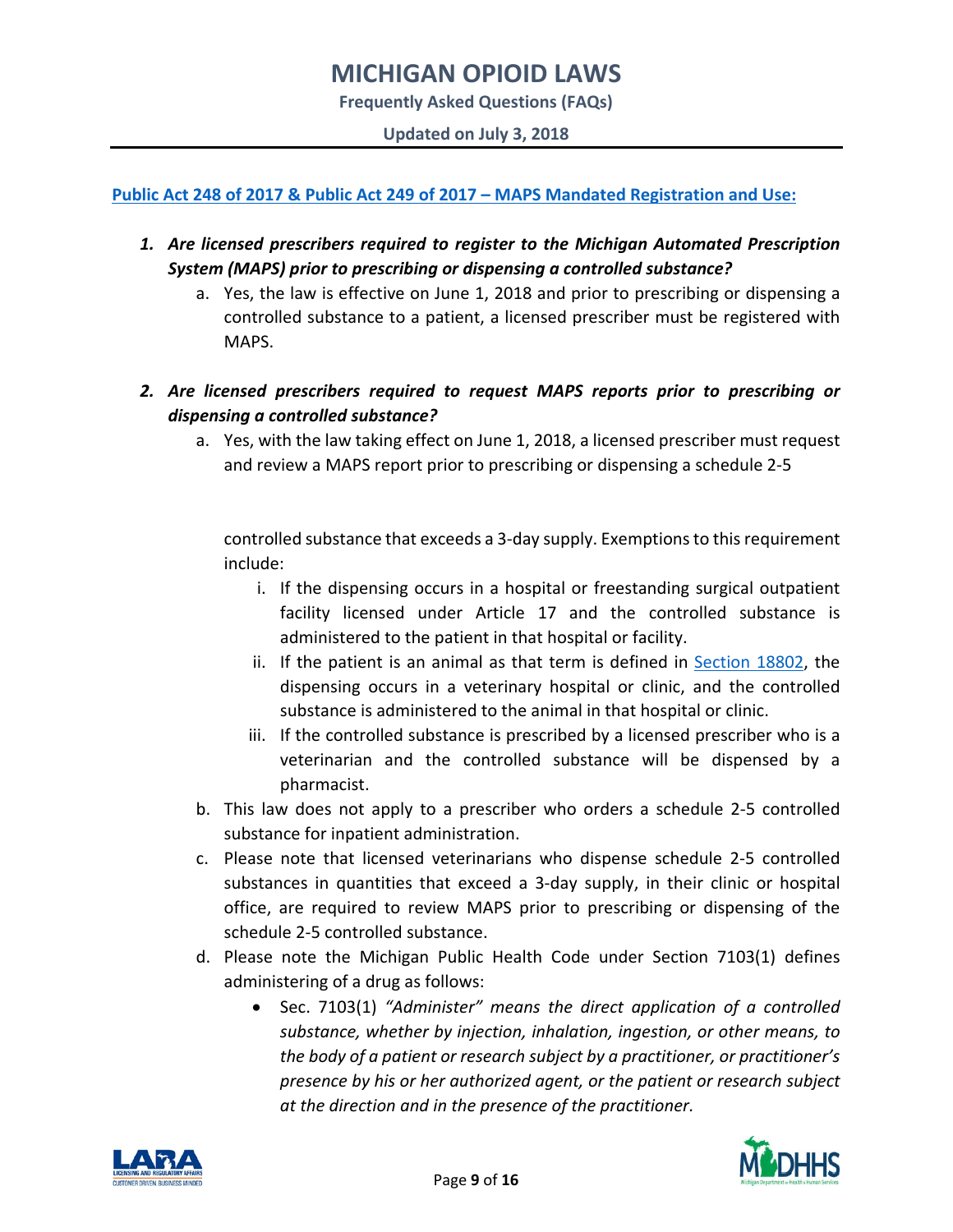**[Public Act 248 of 2017 & Public Act 249 of 2017 – MAPS Mandated Registration and Use:](#)**

1. ***Are licensed prescribers required to register to the Michigan Automated Prescription System (MAPS) prior to prescribing or dispensing a controlled substance?***
   a. Yes, the law is effective on June 1, 2018 and prior to prescribing or dispensing a controlled substance to a patient, a licensed prescriber must be registered with MAPS.

2. ***Are licensed prescribers required to request MAPS reports prior to prescribing or dispensing a controlled substance?***
   a. Yes, with the law taking effect on June 1, 2018, a licensed prescriber must request and review a MAPS report prior to prescribing or dispensing a schedule 2-5 controlled substance that exceeds a 3-day supply. Exemptions to this requirement include:
      i. If the dispensing occurs in a hospital or freestanding surgical outpatient facility licensed under Article 17 and the controlled substance is administered to the patient in that hospital or facility.
      ii. If the patient is an animal as that term is defined in [Section 18802](#), the dispensing occurs in a veterinary hospital or clinic, and the controlled substance is administered to the animal in that hospital or clinic.
      iii. If the controlled substance is prescribed by a licensed prescriber who is a veterinarian and the controlled substance will be dispensed by a pharmacist.

   b. This law does not apply to a prescriber who orders a schedule 2-5 controlled substance for inpatient administration.
   c. Please note that licensed veterinarians who dispense schedule 2-5 controlled substances in quantities that exceed a 3-day supply, in their clinic or hospital office, are required to review MAPS prior to prescribing or dispensing of the schedule 2-5 controlled substance.
   d. Please note the Michigan Public Health Code under Section 7103(1) defines administering of a drug as follows:
      - Sec. 7103(1) *"Administer" means the direct application of a controlled substance, whether by injection, inhalation, ingestion, or other means, to the body of a patient or research subject by a practitioner, or practitioner's presence by his or her authorized agent, or the patient or research subject at the direction and in the presence of the practitioner.*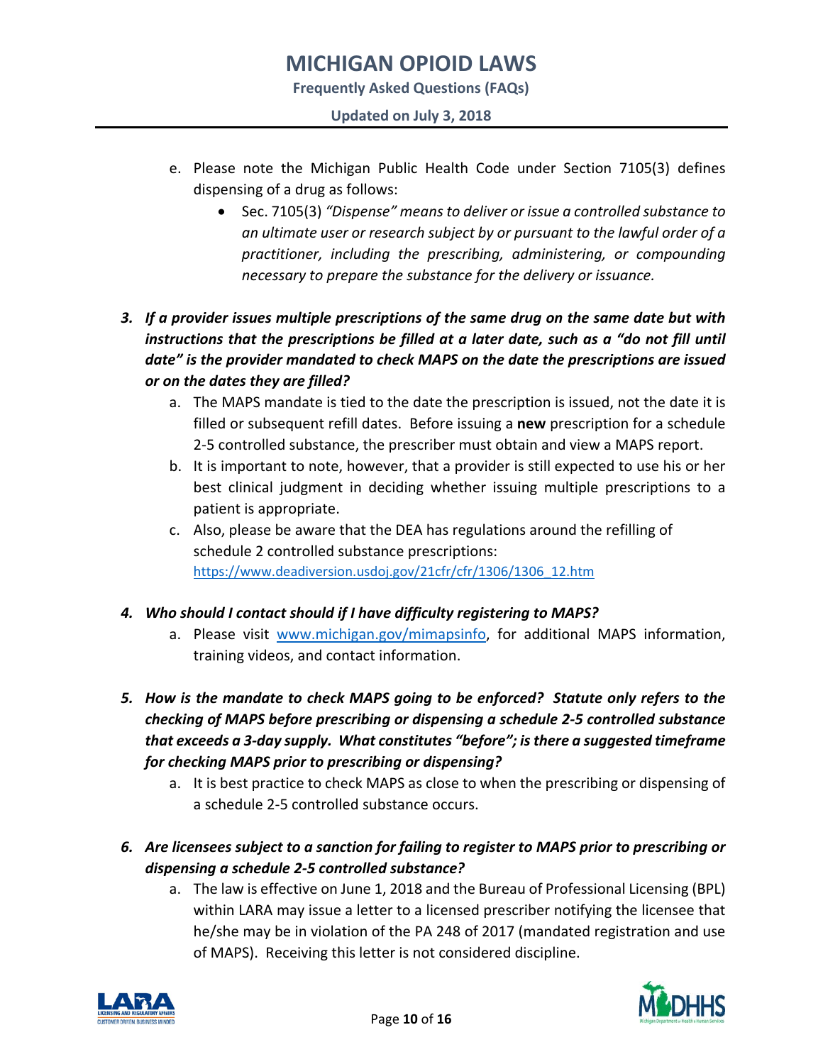e. Please note the Michigan Public Health Code under Section 7105(3) defines dispensing of a drug as follows:
   - Sec. 7105(3) *"Dispense" means to deliver or issue a controlled substance to an ultimate user or research subject by or pursuant to the lawful order of a practitioner, including the prescribing, administering, or compounding necessary to prepare the substance for the delivery or issuance.*

3. ***If a provider issues multiple prescriptions of the same drug on the same date but with instructions that the prescriptions be filled at a later date, such as a "do not fill until date" is the provider mandated to check MAPS on the date the prescriptions are issued or on the dates they are filled?***
   a. The MAPS mandate is tied to the date the prescription is issued, not the date it is filled or subsequent refill dates. Before issuing a **new** prescription for a schedule 2-5 controlled substance, the prescriber must obtain and view a MAPS report.
   b. It is important to note, however, that a provider is still expected to use his or her best clinical judgment in deciding whether issuing multiple prescriptions to a patient is appropriate.
   c. Also, please be aware that the DEA has regulations around the refilling of schedule 2 controlled substance prescriptions: https://www.deadiversion.usdoj.gov/21cfr/cfr/1306/1306_12.htm

4. ***Who should I contact should if I have difficulty registering to MAPS?***
   a. Please visit www.michigan.gov/mimapsinfo, for additional MAPS information, training videos, and contact information.

5. ***How is the mandate to check MAPS going to be enforced? Statute only refers to the checking of MAPS before prescribing or dispensing a schedule 2-5 controlled substance that exceeds a 3-day supply. What constitutes "before"; is there a suggested timeframe for checking MAPS prior to prescribing or dispensing?***
   a. It is best practice to check MAPS as close to when the prescribing or dispensing of a schedule 2-5 controlled substance occurs.

6. ***Are licensees subject to a sanction for failing to register to MAPS prior to prescribing or dispensing a schedule 2-5 controlled substance?***
   a. The law is effective on June 1, 2018 and the Bureau of Professional Licensing (BPL) within LARA may issue a letter to a licensed prescriber notifying the licensee that he/she may be in violation of the PA 248 of 2017 (mandated registration and use of MAPS). Receiving this letter is not considered discipline.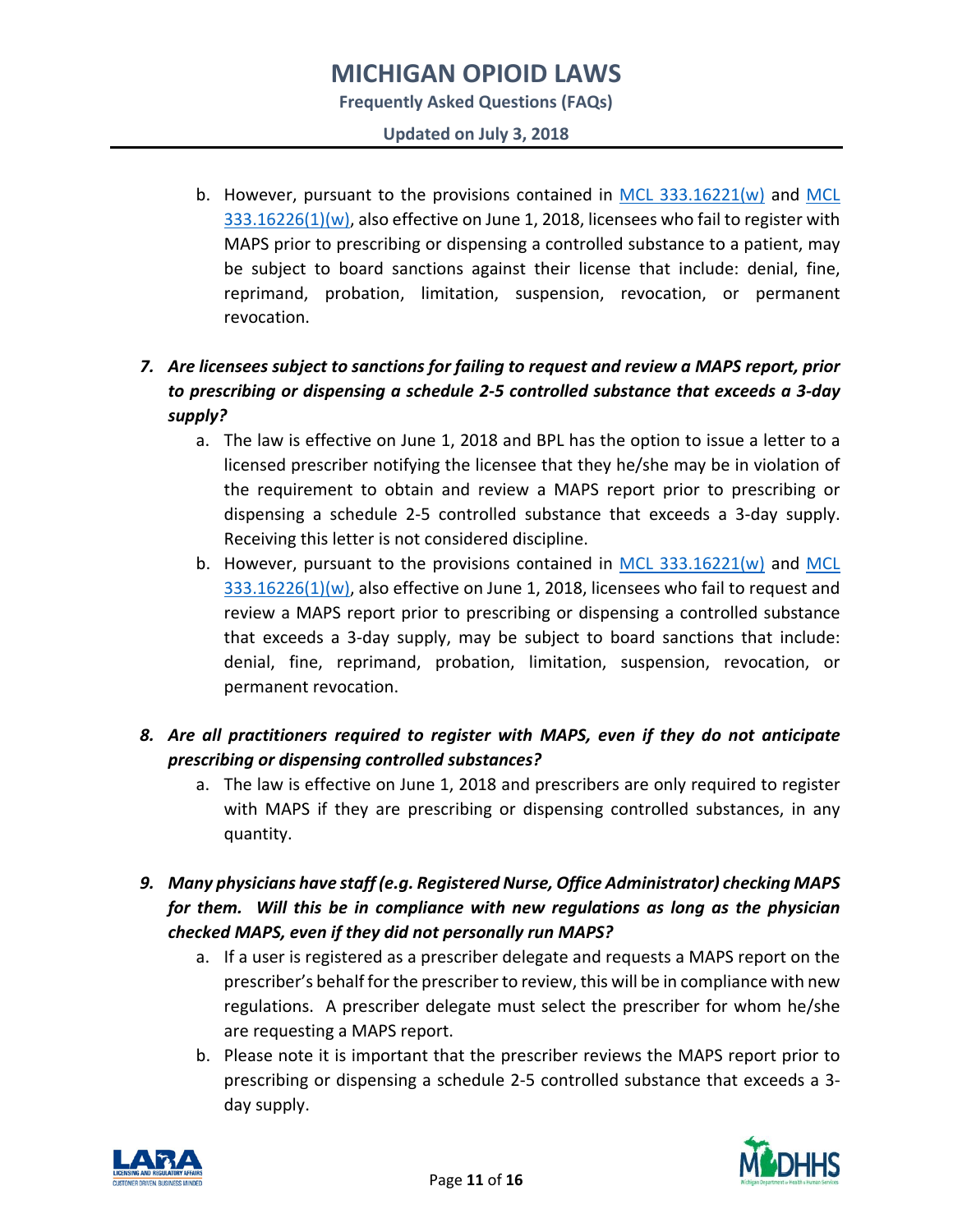b. However, pursuant to the provisions contained in [MCL 333.16221(w)]() and [MCL 333.16226(1)(w)](), also effective on June 1, 2018, licensees who fail to register with MAPS prior to prescribing or dispensing a controlled substance to a patient, may be subject to board sanctions against their license that include: denial, fine, reprimand, probation, limitation, suspension, revocation, or permanent revocation.

7. ***Are licensees subject to sanctions for failing to request and review a MAPS report, prior to prescribing or dispensing a schedule 2-5 controlled substance that exceeds a 3-day supply?***
   a. The law is effective on June 1, 2018 and BPL has the option to issue a letter to a licensed prescriber notifying the licensee that they he/she may be in violation of the requirement to obtain and review a MAPS report prior to prescribing or dispensing a schedule 2-5 controlled substance that exceeds a 3-day supply. Receiving this letter is not considered discipline.
   b. However, pursuant to the provisions contained in [MCL 333.16221(w)]() and [MCL 333.16226(1)(w)](), also effective on June 1, 2018, licensees who fail to request and review a MAPS report prior to prescribing or dispensing a controlled substance that exceeds a 3-day supply, may be subject to board sanctions that include: denial, fine, reprimand, probation, limitation, suspension, revocation, or permanent revocation.

8. ***Are all practitioners required to register with MAPS, even if they do not anticipate prescribing or dispensing controlled substances?***
   a. The law is effective on June 1, 2018 and prescribers are only required to register with MAPS if they are prescribing or dispensing controlled substances, in any quantity.

9. ***Many physicians have staff (e.g. Registered Nurse, Office Administrator) checking MAPS for them. Will this be in compliance with new regulations as long as the physician checked MAPS, even if they did not personally run MAPS?***
   a. If a user is registered as a prescriber delegate and requests a MAPS report on the prescriber's behalf for the prescriber to review, this will be in compliance with new regulations. A prescriber delegate must select the prescriber for whom he/she are requesting a MAPS report.
   b. Please note it is important that the prescriber reviews the MAPS report prior to prescribing or dispensing a schedule 2-5 controlled substance that exceeds a 3-day supply.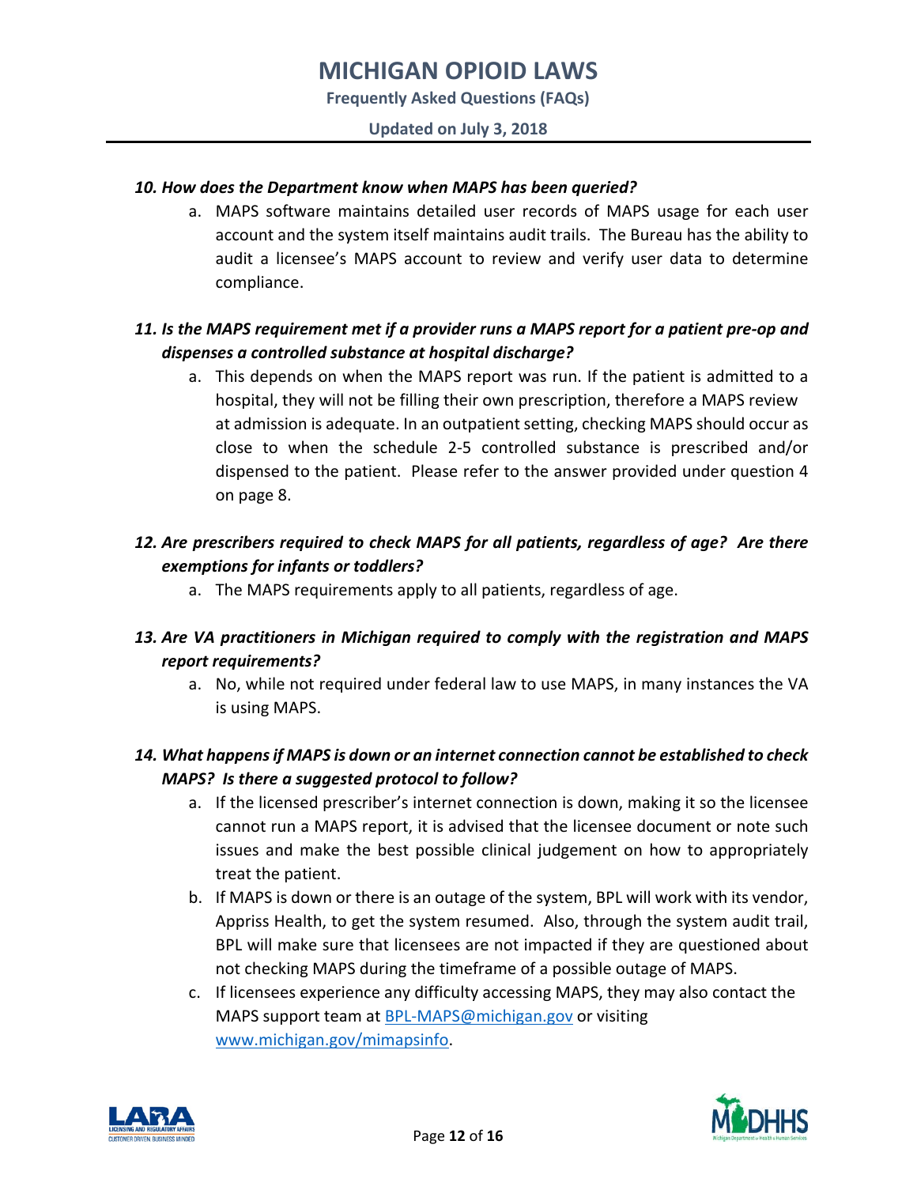***10. How does the Department know when MAPS has been queried?***

a. MAPS software maintains detailed user records of MAPS usage for each user account and the system itself maintains audit trails. The Bureau has the ability to audit a licensee's MAPS account to review and verify user data to determine compliance.

***11. Is the MAPS requirement met if a provider runs a MAPS report for a patient pre-op and dispenses a controlled substance at hospital discharge?***

a. This depends on when the MAPS report was run. If the patient is admitted to a hospital, they will not be filling their own prescription, therefore a MAPS review at admission is adequate. In an outpatient setting, checking MAPS should occur as close to when the schedule 2-5 controlled substance is prescribed and/or dispensed to the patient. Please refer to the answer provided under question 4 on page 8.

***12. Are prescribers required to check MAPS for all patients, regardless of age? Are there exemptions for infants or toddlers?***

a. The MAPS requirements apply to all patients, regardless of age.

***13. Are VA practitioners in Michigan required to comply with the registration and MAPS report requirements?***

a. No, while not required under federal law to use MAPS, in many instances the VA is using MAPS.

***14. What happens if MAPS is down or an internet connection cannot be established to check MAPS? Is there a suggested protocol to follow?***

a. If the licensed prescriber's internet connection is down, making it so the licensee cannot run a MAPS report, it is advised that the licensee document or note such issues and make the best possible clinical judgement on how to appropriately treat the patient.
b. If MAPS is down or there is an outage of the system, BPL will work with its vendor, Appriss Health, to get the system resumed. Also, through the system audit trail, BPL will make sure that licensees are not impacted if they are questioned about not checking MAPS during the timeframe of a possible outage of MAPS.
c. If licensees experience any difficulty accessing MAPS, they may also contact the MAPS support team at [BPL-MAPS@michigan.gov](mailto:BPL-MAPS@michigan.gov) or visiting [www.michigan.gov/mimapsinfo](http://www.michigan.gov/mimapsinfo).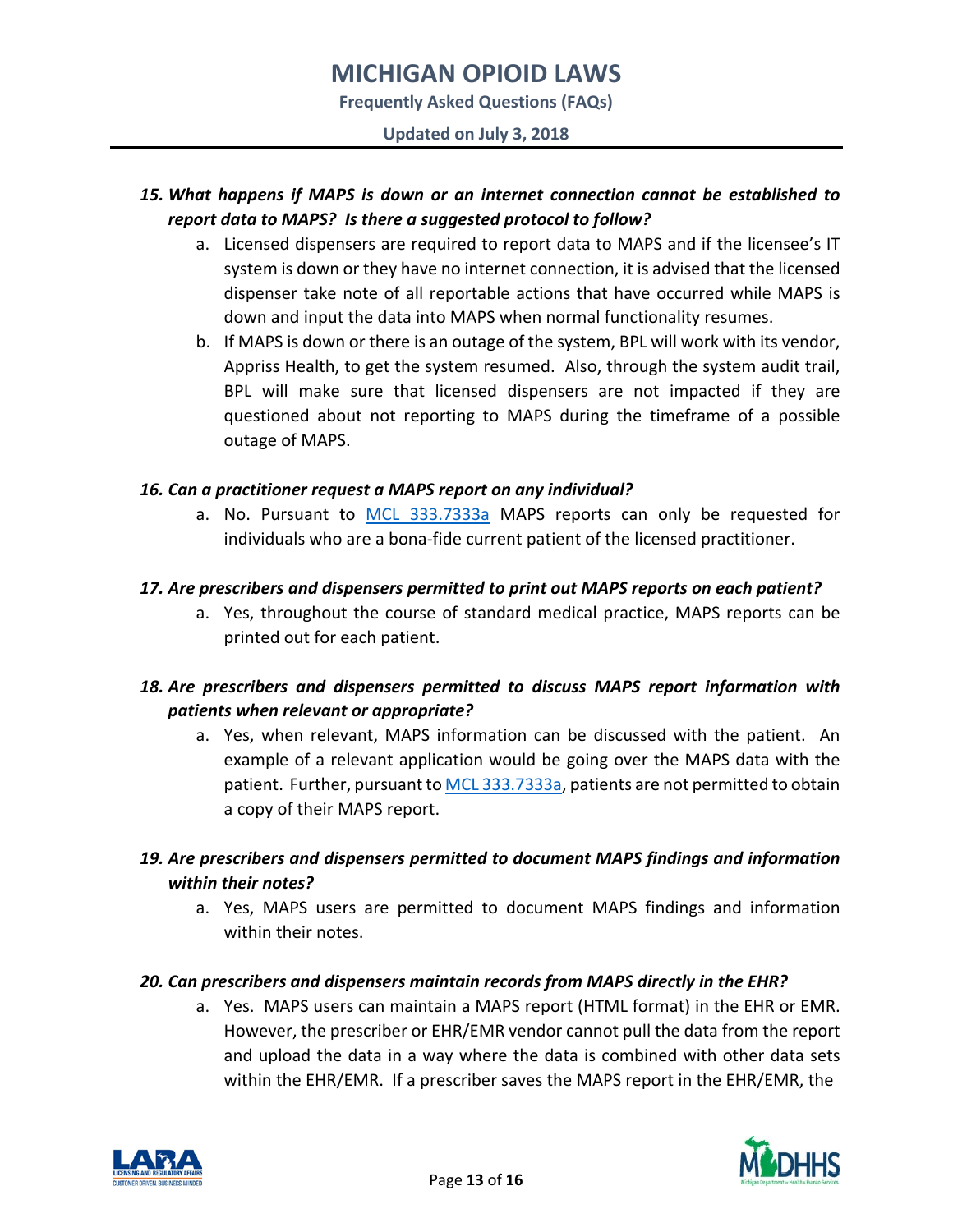*15. What happens if MAPS is down or an internet connection cannot be established to report data to MAPS? Is there a suggested protocol to follow?*

a. Licensed dispensers are required to report data to MAPS and if the licensee's IT system is down or they have no internet connection, it is advised that the licensed dispenser take note of all reportable actions that have occurred while MAPS is down and input the data into MAPS when normal functionality resumes.

b. If MAPS is down or there is an outage of the system, BPL will work with its vendor, Appriss Health, to get the system resumed. Also, through the system audit trail, BPL will make sure that licensed dispensers are not impacted if they are questioned about not reporting to MAPS during the timeframe of a possible outage of MAPS.

*16. Can a practitioner request a MAPS report on any individual?*

a. No. Pursuant to MCL 333.7333a MAPS reports can only be requested for individuals who are a bona-fide current patient of the licensed practitioner.

*17. Are prescribers and dispensers permitted to print out MAPS reports on each patient?*

a. Yes, throughout the course of standard medical practice, MAPS reports can be printed out for each patient.

*18. Are prescribers and dispensers permitted to discuss MAPS report information with patients when relevant or appropriate?*

a. Yes, when relevant, MAPS information can be discussed with the patient. An example of a relevant application would be going over the MAPS data with the patient. Further, pursuant to MCL 333.7333a, patients are not permitted to obtain a copy of their MAPS report.

*19. Are prescribers and dispensers permitted to document MAPS findings and information within their notes?*

a. Yes, MAPS users are permitted to document MAPS findings and information within their notes.

*20. Can prescribers and dispensers maintain records from MAPS directly in the EHR?*

a. Yes. MAPS users can maintain a MAPS report (HTML format) in the EHR or EMR. However, the prescriber or EHR/EMR vendor cannot pull the data from the report and upload the data in a way where the data is combined with other data sets within the EHR/EMR. If a prescriber saves the MAPS report in the EHR/EMR, the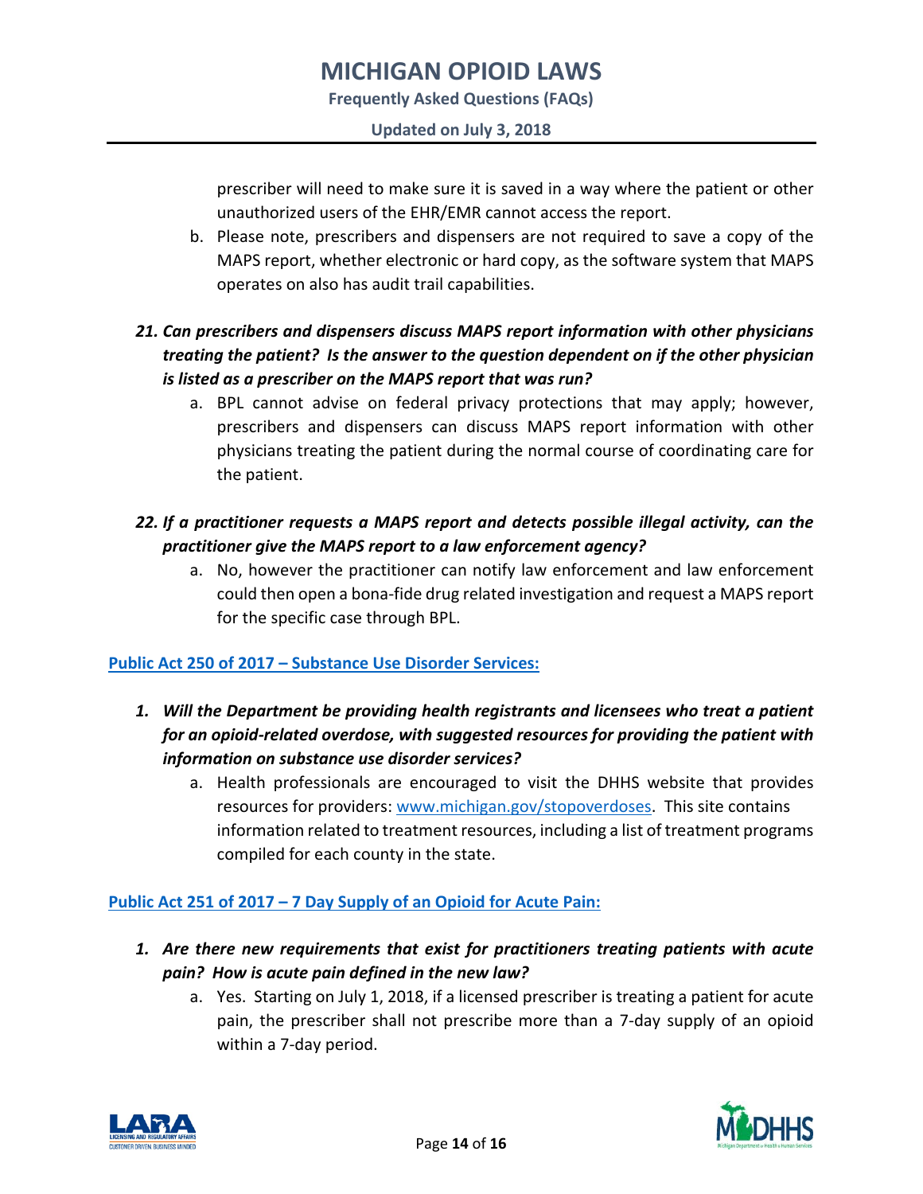prescriber will need to make sure it is saved in a way where the patient or other unauthorized users of the EHR/EMR cannot access the report.

b. Please note, prescribers and dispensers are not required to save a copy of the MAPS report, whether electronic or hard copy, as the software system that MAPS operates on also has audit trail capabilities.

***21. Can prescribers and dispensers discuss MAPS report information with other physicians treating the patient? Is the answer to the question dependent on if the other physician is listed as a prescriber on the MAPS report that was run?***

a. BPL cannot advise on federal privacy protections that may apply; however, prescribers and dispensers can discuss MAPS report information with other physicians treating the patient during the normal course of coordinating care for the patient.

***22. If a practitioner requests a MAPS report and detects possible illegal activity, can the practitioner give the MAPS report to a law enforcement agency?***

a. No, however the practitioner can notify law enforcement and law enforcement could then open a bona-fide drug related investigation and request a MAPS report for the specific case through BPL.

## Public Act 250 of 2017 – Substance Use Disorder Services:

***1. Will the Department be providing health registrants and licensees who treat a patient for an opioid-related overdose, with suggested resources for providing the patient with information on substance use disorder services?***

a. Health professionals are encouraged to visit the DHHS website that provides resources for providers: www.michigan.gov/stopoverdoses. This site contains information related to treatment resources, including a list of treatment programs compiled for each county in the state.

## Public Act 251 of 2017 – 7 Day Supply of an Opioid for Acute Pain:

***1. Are there new requirements that exist for practitioners treating patients with acute pain? How is acute pain defined in the new law?***

a. Yes. Starting on July 1, 2018, if a licensed prescriber is treating a patient for acute pain, the prescriber shall not prescribe more than a 7-day supply of an opioid within a 7-day period.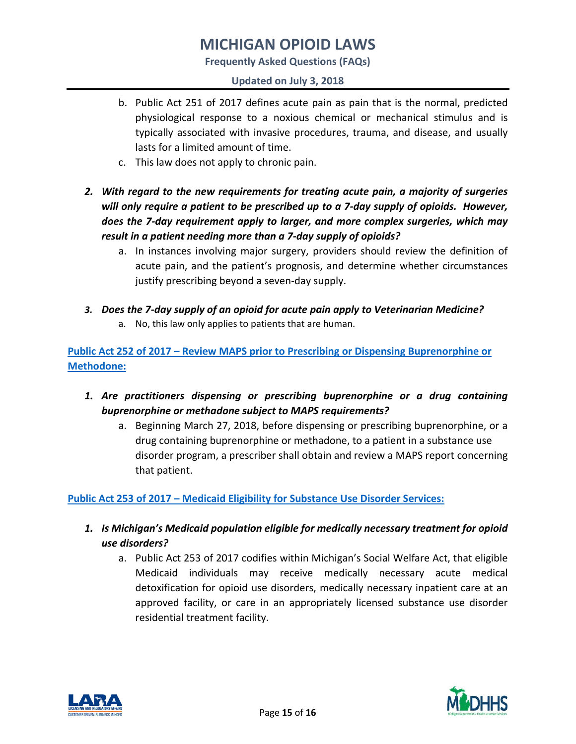b. Public Act 251 of 2017 defines acute pain as pain that is the normal, predicted physiological response to a noxious chemical or mechanical stimulus and is typically associated with invasive procedures, trauma, and disease, and usually lasts for a limited amount of time.
   c. This law does not apply to chronic pain.

2. ***With regard to the new requirements for treating acute pain, a majority of surgeries will only require a patient to be prescribed up to a 7-day supply of opioids. However, does the 7-day requirement apply to larger, and more complex surgeries, which may result in a patient needing more than a 7-day supply of opioids?***
   a. In instances involving major surgery, providers should review the definition of acute pain, and the patient's prognosis, and determine whether circumstances justify prescribing beyond a seven-day supply.

3. ***Does the 7-day supply of an opioid for acute pain apply to Veterinarian Medicine?***
   a. No, this law only applies to patients that are human.

**Public Act 252 of 2017 – Review MAPS prior to Prescribing or Dispensing Buprenorphine or Methodone:**

1. ***Are practitioners dispensing or prescribing buprenorphine or a drug containing buprenorphine or methadone subject to MAPS requirements?***
   a. Beginning March 27, 2018, before dispensing or prescribing buprenorphine, or a drug containing buprenorphine or methadone, to a patient in a substance use disorder program, a prescriber shall obtain and review a MAPS report concerning that patient.

**Public Act 253 of 2017 – Medicaid Eligibility for Substance Use Disorder Services:**

1. ***Is Michigan's Medicaid population eligible for medically necessary treatment for opioid use disorders?***
   a. Public Act 253 of 2017 codifies within Michigan's Social Welfare Act, that eligible Medicaid individuals may receive medically necessary acute medical detoxification for opioid use disorders, medically necessary inpatient care at an approved facility, or care in an appropriately licensed substance use disorder residential treatment facility.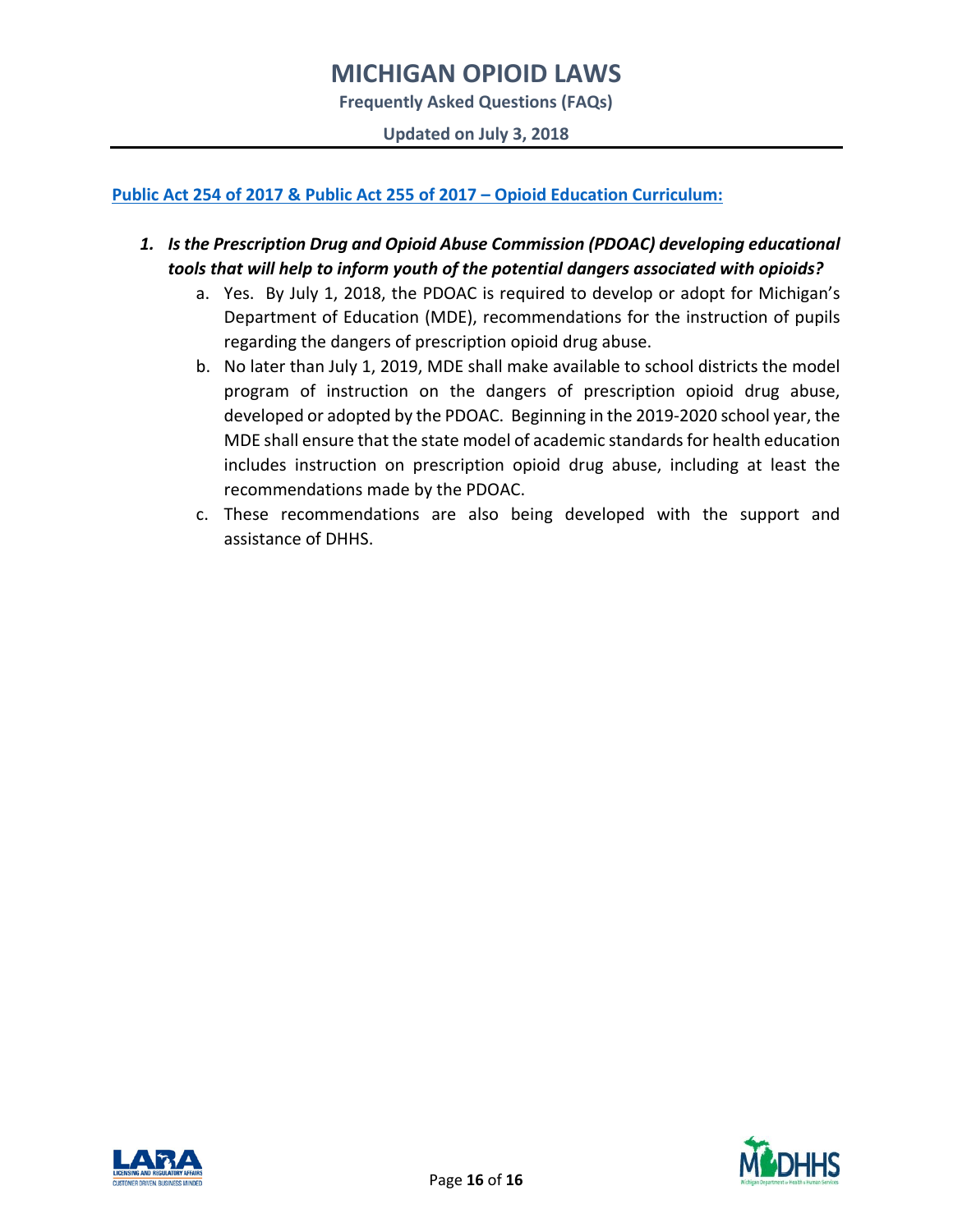**Public Act 254 of 2017 & Public Act 255 of 2017 – Opioid Education Curriculum:**

1. ***Is the Prescription Drug and Opioid Abuse Commission (PDOAC) developing educational tools that will help to inform youth of the potential dangers associated with opioids?***
   a. Yes. By July 1, 2018, the PDOAC is required to develop or adopt for Michigan's Department of Education (MDE), recommendations for the instruction of pupils regarding the dangers of prescription opioid drug abuse.
   b. No later than July 1, 2019, MDE shall make available to school districts the model program of instruction on the dangers of prescription opioid drug abuse, developed or adopted by the PDOAC. Beginning in the 2019-2020 school year, the MDE shall ensure that the state model of academic standards for health education includes instruction on prescription opioid drug abuse, including at least the recommendations made by the PDOAC.
   c. These recommendations are also being developed with the support and assistance of DHHS.